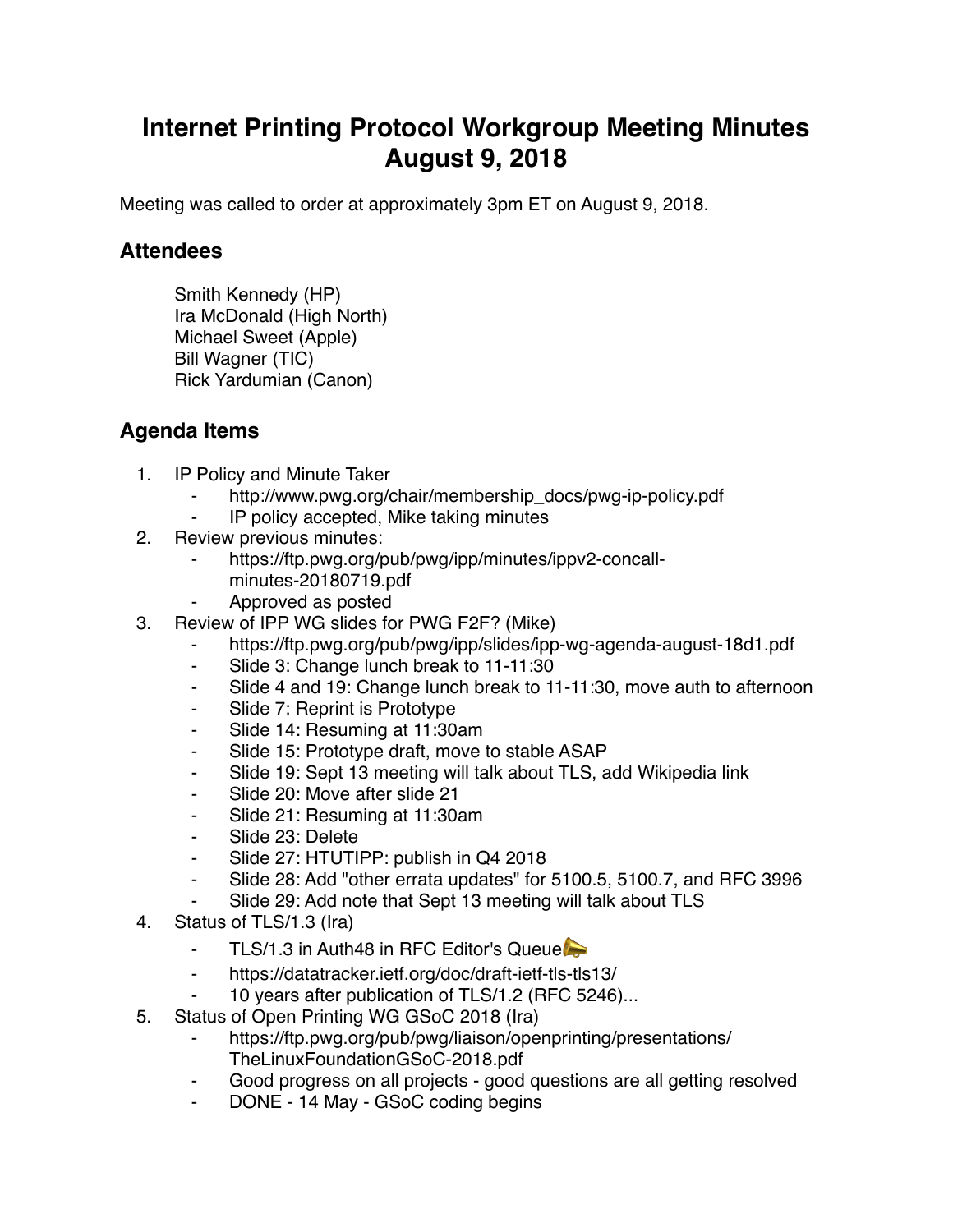# Internet Printing Protocol Workgroup Meeting Minutes
# August 9, 2018

Meeting was called to order at approximately 3pm ET on August 9, 2018.

## Attendees

Smith Kennedy (HP)
Ira McDonald (High North)
Michael Sweet (Apple)
Bill Wagner (TIC)
Rick Yardumian (Canon)

## Agenda Items

1. IP Policy and Minute Taker
    - http://www.pwg.org/chair/membership_docs/pwg-ip-policy.pdf
    - IP policy accepted, Mike taking minutes
2. Review previous minutes:
    - https://ftp.pwg.org/pub/pwg/ipp/minutes/ippv2-concall-minutes-20180719.pdf
    - Approved as posted
3. Review of IPP WG slides for PWG F2F? (Mike)
    - https://ftp.pwg.org/pub/pwg/ipp/slides/ipp-wg-agenda-august-18d1.pdf
    - Slide 3: Change lunch break to 11-11:30
    - Slide 4 and 19: Change lunch break to 11-11:30, move auth to afternoon
    - Slide 7: Reprint is Prototype
    - Slide 14: Resuming at 11:30am
    - Slide 15: Prototype draft, move to stable ASAP
    - Slide 19: Sept 13 meeting will talk about TLS, add Wikipedia link
    - Slide 20: Move after slide 21
    - Slide 21: Resuming at 11:30am
    - Slide 23: Delete
    - Slide 27: HTUTIPP: publish in Q4 2018
    - Slide 28: Add "other errata updates" for 5100.5, 5100.7, and RFC 3996
    - Slide 29: Add note that Sept 13 meeting will talk about TLS
4. Status of TLS/1.3 (Ira)
    - TLS/1.3 in Auth48 in RFC Editor's Queue📣
    - https://datatracker.ietf.org/doc/draft-ietf-tls-tls13/
    - 10 years after publication of TLS/1.2 (RFC 5246)...
5. Status of Open Printing WG GSoC 2018 (Ira)
    - https://ftp.pwg.org/pub/pwg/liaison/openprinting/presentations/TheLinuxFoundationGSoC-2018.pdf
    - Good progress on all projects - good questions are all getting resolved
    - DONE - 14 May - GSoC coding begins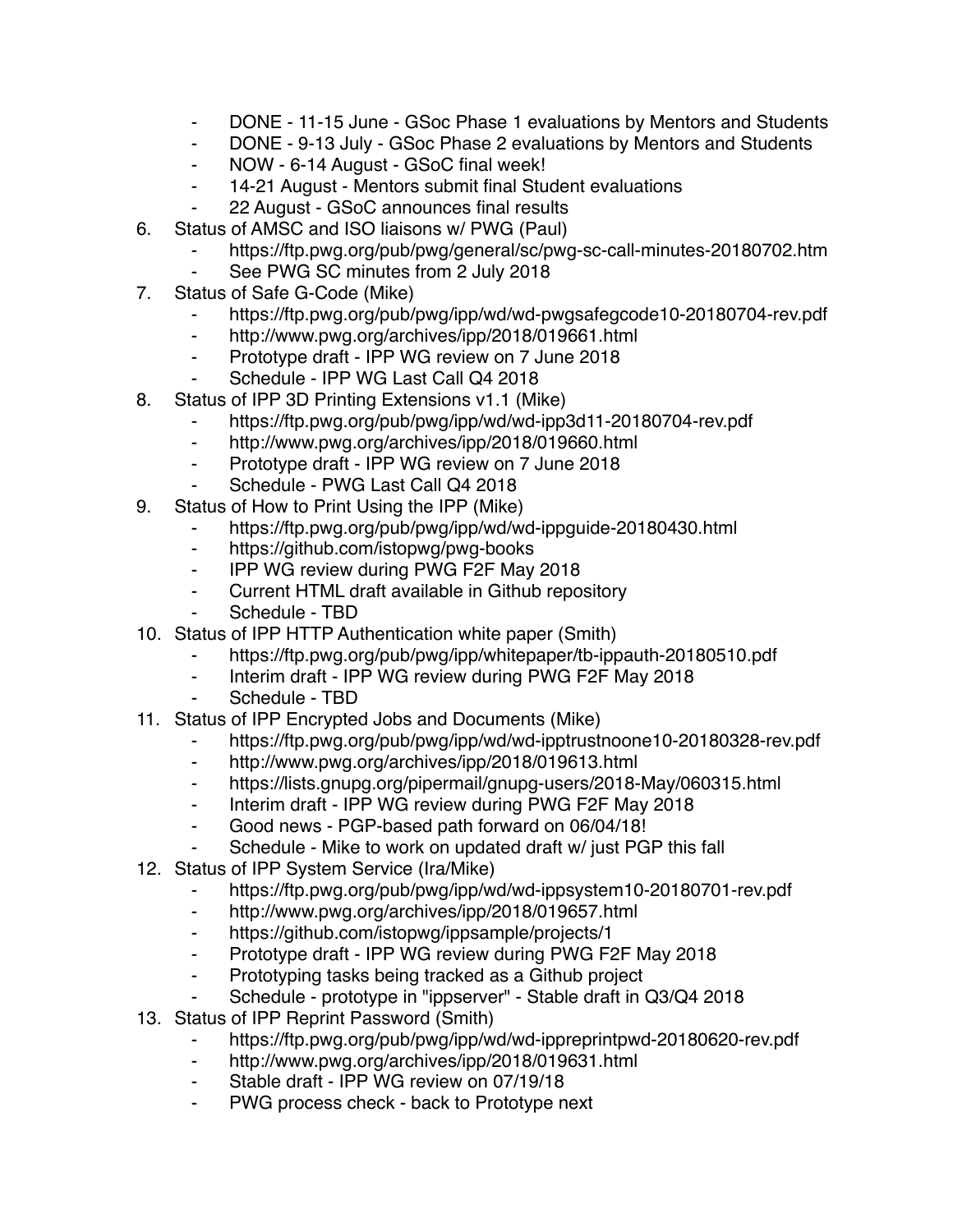- DONE - 11-15 June - GSoc Phase 1 evaluations by Mentors and Students
    - DONE - 9-13 July - GSoc Phase 2 evaluations by Mentors and Students
    - NOW - 6-14 August - GSoC final week!
    - 14-21 August - Mentors submit final Student evaluations
    - 22 August - GSoC announces final results

6. Status of AMSC and ISO liaisons w/ PWG (Paul)
    - https://ftp.pwg.org/pub/pwg/general/sc/pwg-sc-call-minutes-20180702.htm
    - See PWG SC minutes from 2 July 2018
7. Status of Safe G-Code (Mike)
    - https://ftp.pwg.org/pub/pwg/ipp/wd/wd-pwgsafegcode10-20180704-rev.pdf
    - http://www.pwg.org/archives/ipp/2018/019661.html
    - Prototype draft - IPP WG review on 7 June 2018
    - Schedule - IPP WG Last Call Q4 2018
8. Status of IPP 3D Printing Extensions v1.1 (Mike)
    - https://ftp.pwg.org/pub/pwg/ipp/wd/wd-ipp3d11-20180704-rev.pdf
    - http://www.pwg.org/archives/ipp/2018/019660.html
    - Prototype draft - IPP WG review on 7 June 2018
    - Schedule - PWG Last Call Q4 2018
9. Status of How to Print Using the IPP (Mike)
    - https://ftp.pwg.org/pub/pwg/ipp/wd/wd-ippguide-20180430.html
    - https://github.com/istopwg/pwg-books
    - IPP WG review during PWG F2F May 2018
    - Current HTML draft available in Github repository
    - Schedule - TBD
10. Status of IPP HTTP Authentication white paper (Smith)
    - https://ftp.pwg.org/pub/pwg/ipp/whitepaper/tb-ippauth-20180510.pdf
    - Interim draft - IPP WG review during PWG F2F May 2018
    - Schedule - TBD
11. Status of IPP Encrypted Jobs and Documents (Mike)
    - https://ftp.pwg.org/pub/pwg/ipp/wd/wd-ipptrustnoone10-20180328-rev.pdf
    - http://www.pwg.org/archives/ipp/2018/019613.html
    - https://lists.gnupg.org/pipermail/gnupg-users/2018-May/060315.html
    - Interim draft - IPP WG review during PWG F2F May 2018
    - Good news - PGP-based path forward on 06/04/18!
    - Schedule - Mike to work on updated draft w/ just PGP this fall
12. Status of IPP System Service (Ira/Mike)
    - https://ftp.pwg.org/pub/pwg/ipp/wd/wd-ippsystem10-20180701-rev.pdf
    - http://www.pwg.org/archives/ipp/2018/019657.html
    - https://github.com/istopwg/ippsample/projects/1
    - Prototype draft - IPP WG review during PWG F2F May 2018
    - Prototyping tasks being tracked as a Github project
    - Schedule - prototype in "ippserver" - Stable draft in Q3/Q4 2018
13. Status of IPP Reprint Password (Smith)
    - https://ftp.pwg.org/pub/pwg/ipp/wd/wd-ippreprintpwd-20180620-rev.pdf
    - http://www.pwg.org/archives/ipp/2018/019631.html
    - Stable draft - IPP WG review on 07/19/18
    - PWG process check - back to Prototype next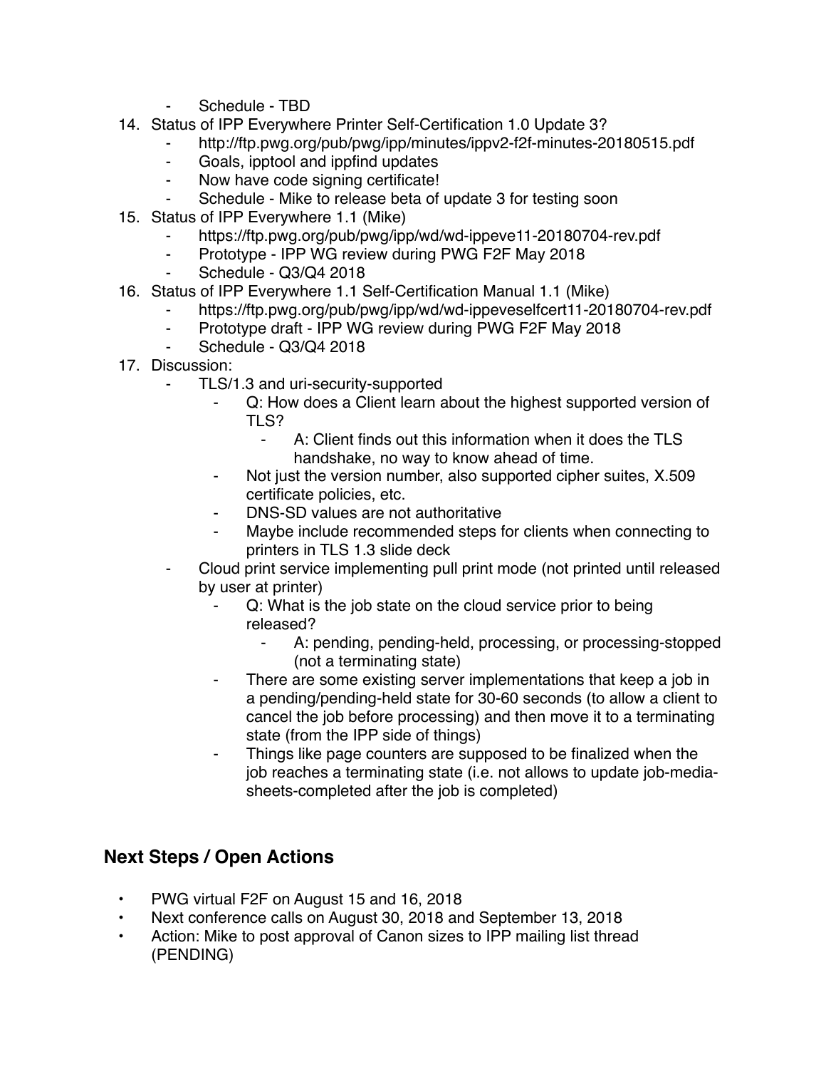- Schedule - TBD
14. Status of IPP Everywhere Printer Self-Certification 1.0 Update 3?
    - http://ftp.pwg.org/pub/pwg/ipp/minutes/ippv2-f2f-minutes-20180515.pdf
    - Goals, ipptool and ippfind updates
    - Now have code signing certificate!
    - Schedule - Mike to release beta of update 3 for testing soon
15. Status of IPP Everywhere 1.1 (Mike)
    - https://ftp.pwg.org/pub/pwg/ipp/wd/wd-ippeve11-20180704-rev.pdf
    - Prototype - IPP WG review during PWG F2F May 2018
    - Schedule - Q3/Q4 2018
16. Status of IPP Everywhere 1.1 Self-Certification Manual 1.1 (Mike)
    - https://ftp.pwg.org/pub/pwg/ipp/wd/wd-ippeveselfcert11-20180704-rev.pdf
    - Prototype draft - IPP WG review during PWG F2F May 2018
    - Schedule - Q3/Q4 2018
17. Discussion:
    - TLS/1.3 and uri-security-supported
        - Q: How does a Client learn about the highest supported version of TLS?
            - A: Client finds out this information when it does the TLS handshake, no way to know ahead of time.
        - Not just the version number, also supported cipher suites, X.509 certificate policies, etc.
        - DNS-SD values are not authoritative
        - Maybe include recommended steps for clients when connecting to printers in TLS 1.3 slide deck
    - Cloud print service implementing pull print mode (not printed until released by user at printer)
        - Q: What is the job state on the cloud service prior to being released?
            - A: pending, pending-held, processing, or processing-stopped (not a terminating state)
        - There are some existing server implementations that keep a job in a pending/pending-held state for 30-60 seconds (to allow a client to cancel the job before processing) and then move it to a terminating state (from the IPP side of things)
        - Things like page counters are supposed to be finalized when the job reaches a terminating state (i.e. not allows to update job-media-sheets-completed after the job is completed)

## Next Steps / Open Actions

- PWG virtual F2F on August 15 and 16, 2018
- Next conference calls on August 30, 2018 and September 13, 2018
- Action: Mike to post approval of Canon sizes to IPP mailing list thread (PENDING)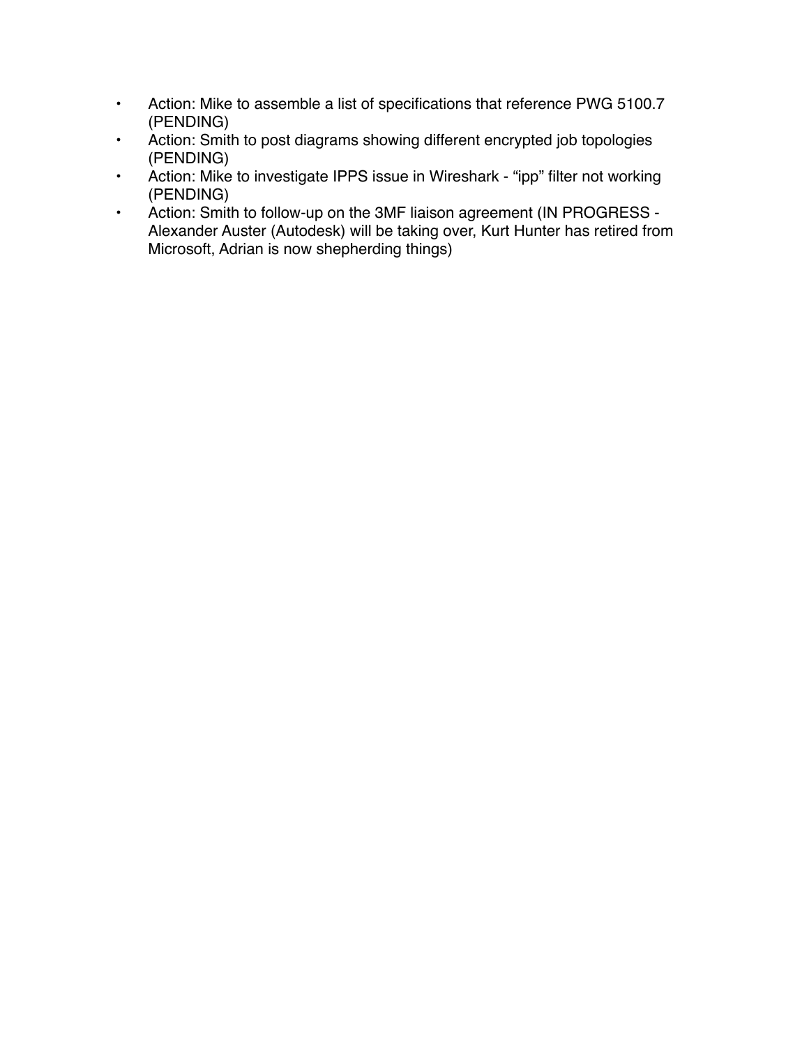- Action: Mike to assemble a list of specifications that reference PWG 5100.7 (PENDING)
- Action: Smith to post diagrams showing different encrypted job topologies (PENDING)
- Action: Mike to investigate IPPS issue in Wireshark - “ipp” filter not working (PENDING)
- Action: Smith to follow-up on the 3MF liaison agreement (IN PROGRESS - Alexander Auster (Autodesk) will be taking over, Kurt Hunter has retired from Microsoft, Adrian is now shepherding things)